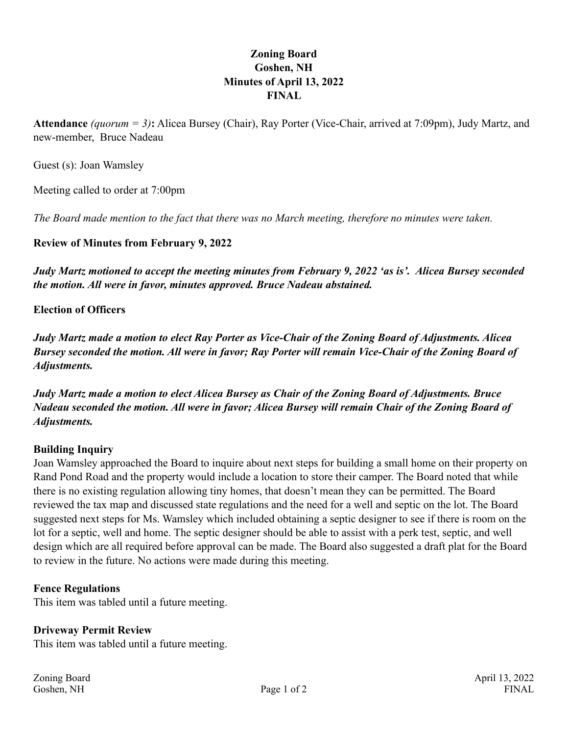# Zoning Board
## Goshen, NH
## Minutes of April 13, 2022
## FINAL

**Attendance** *(quorum = 3)***:** Alicea Bursey (Chair), Ray Porter (Vice-Chair, arrived at 7:09pm), Judy Martz, and new-member, Bruce Nadeau

Guest (s): Joan Wamsley

Meeting called to order at 7:00pm

*The Board made mention to the fact that there was no March meeting, therefore no minutes were taken.*

**Review of Minutes from February 9, 2022**

***Judy Martz motioned to accept the meeting minutes from February 9, 2022 'as is'. Alicea Bursey seconded the motion. All were in favor, minutes approved. Bruce Nadeau abstained.***

**Election of Officers**

***Judy Martz made a motion to elect Ray Porter as Vice-Chair of the Zoning Board of Adjustments. Alicea Bursey seconded the motion. All were in favor; Ray Porter will remain Vice-Chair of the Zoning Board of Adjustments.***

***Judy Martz made a motion to elect Alicea Bursey as Chair of the Zoning Board of Adjustments. Bruce Nadeau seconded the motion. All were in favor; Alicea Bursey will remain Chair of the Zoning Board of Adjustments.***

**Building Inquiry**

Joan Wamsley approached the Board to inquire about next steps for building a small home on their property on Rand Pond Road and the property would include a location to store their camper. The Board noted that while there is no existing regulation allowing tiny homes, that doesn't mean they can be permitted. The Board reviewed the tax map and discussed state regulations and the need for a well and septic on the lot. The Board suggested next steps for Ms. Wamsley which included obtaining a septic designer to see if there is room on the lot for a septic, well and home. The septic designer should be able to assist with a perk test, septic, and well design which are all required before approval can be made. The Board also suggested a draft plat for the Board to review in the future. No actions were made during this meeting.

**Fence Regulations**

This item was tabled until a future meeting.

**Driveway Permit Review**

This item was tabled until a future meeting.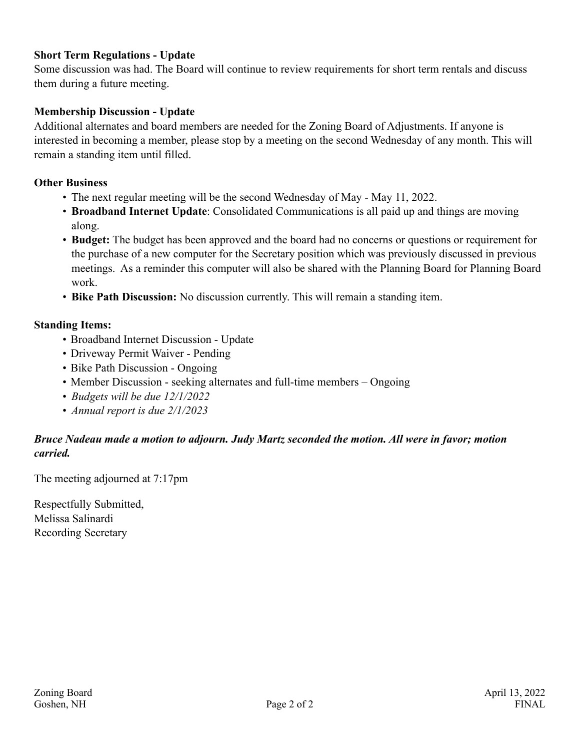**Short Term Regulations - Update**

Some discussion was had. The Board will continue to review requirements for short term rentals and discuss them during a future meeting.

**Membership Discussion - Update**

Additional alternates and board members are needed for the Zoning Board of Adjustments. If anyone is interested in becoming a member, please stop by a meeting on the second Wednesday of any month. This will remain a standing item until filled.

**Other Business**

- The next regular meeting will be the second Wednesday of May - May 11, 2022.
- **Broadband Internet Update**: Consolidated Communications is all paid up and things are moving along.
- **Budget:** The budget has been approved and the board had no concerns or questions or requirement for the purchase of a new computer for the Secretary position which was previously discussed in previous meetings. As a reminder this computer will also be shared with the Planning Board for Planning Board work.
- **Bike Path Discussion:** No discussion currently. This will remain a standing item.

**Standing Items:**

- Broadband Internet Discussion - Update
- Driveway Permit Waiver - Pending
- Bike Path Discussion - Ongoing
- Member Discussion - seeking alternates and full-time members – Ongoing
- *Budgets will be due 12/1/2022*
- *Annual report is due 2/1/2023*

***Bruce Nadeau made a motion to adjourn. Judy Martz seconded the motion. All were in favor; motion carried.***

The meeting adjourned at 7:17pm

Respectfully Submitted,
Melissa Salinardi
Recording Secretary